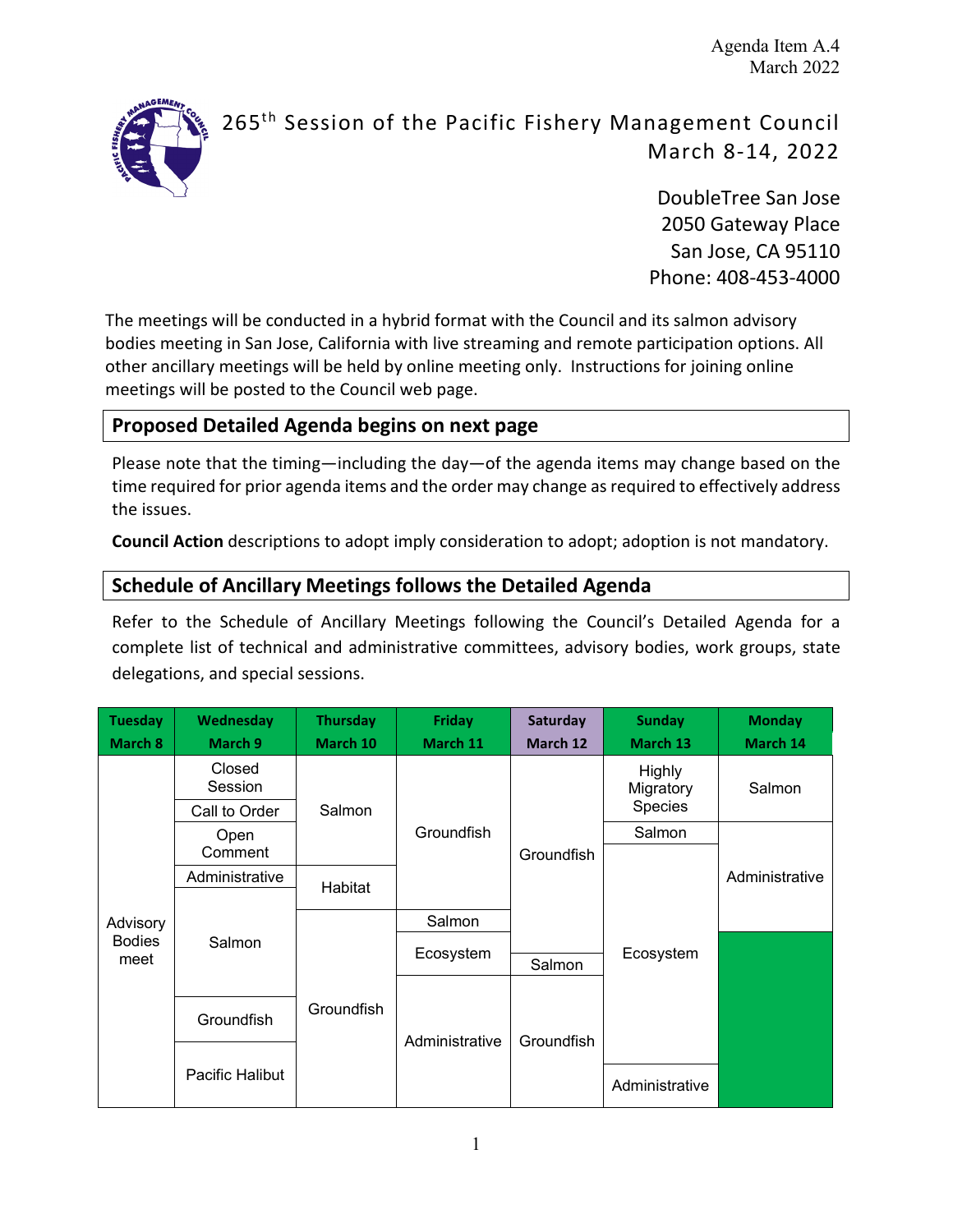Agenda Item A.4
March 2022

# 265th Session of the Pacific Fishery Management Council
## March 8-14, 2022

DoubleTree San Jose
2050 Gateway Place
San Jose, CA 95110
Phone: 408-453-4000

The meetings will be conducted in a hybrid format with the Council and its salmon advisory bodies meeting in San Jose, California with live streaming and remote participation options. All other ancillary meetings will be held by online meeting only. Instructions for joining online meetings will be posted to the Council web page.

## Proposed Detailed Agenda begins on next page

Please note that the timing—including the day—of the agenda items may change based on the time required for prior agenda items and the order may change as required to effectively address the issues.

**Council Action** descriptions to adopt imply consideration to adopt; adoption is not mandatory.

## Schedule of Ancillary Meetings follows the Detailed Agenda

Refer to the Schedule of Ancillary Meetings following the Council's Detailed Agenda for a complete list of technical and administrative committees, advisory bodies, work groups, state delegations, and special sessions.

| Tuesday March 8 | Wednesday March 9 | Thursday March 10 | Friday March 11 | Saturday March 12 | Sunday March 13 | Monday March 14 |
|---|---|---|---|---|---|---|
| Advisory Bodies meet | Closed Session | Salmon | Groundfish | Groundfish | Highly Migratory Species | Salmon |
| | Call to Order | | | | Salmon | Administrative |
| | Open Comment | | | | Ecosystem | |
| | Administrative | Habitat | | | | |
| | Salmon | Groundfish | Salmon | | | |
| | | | Ecosystem | Salmon | | |
| | Groundfish | | Administrative | Groundfish | | |
| | Pacific Halibut | | | | Administrative | |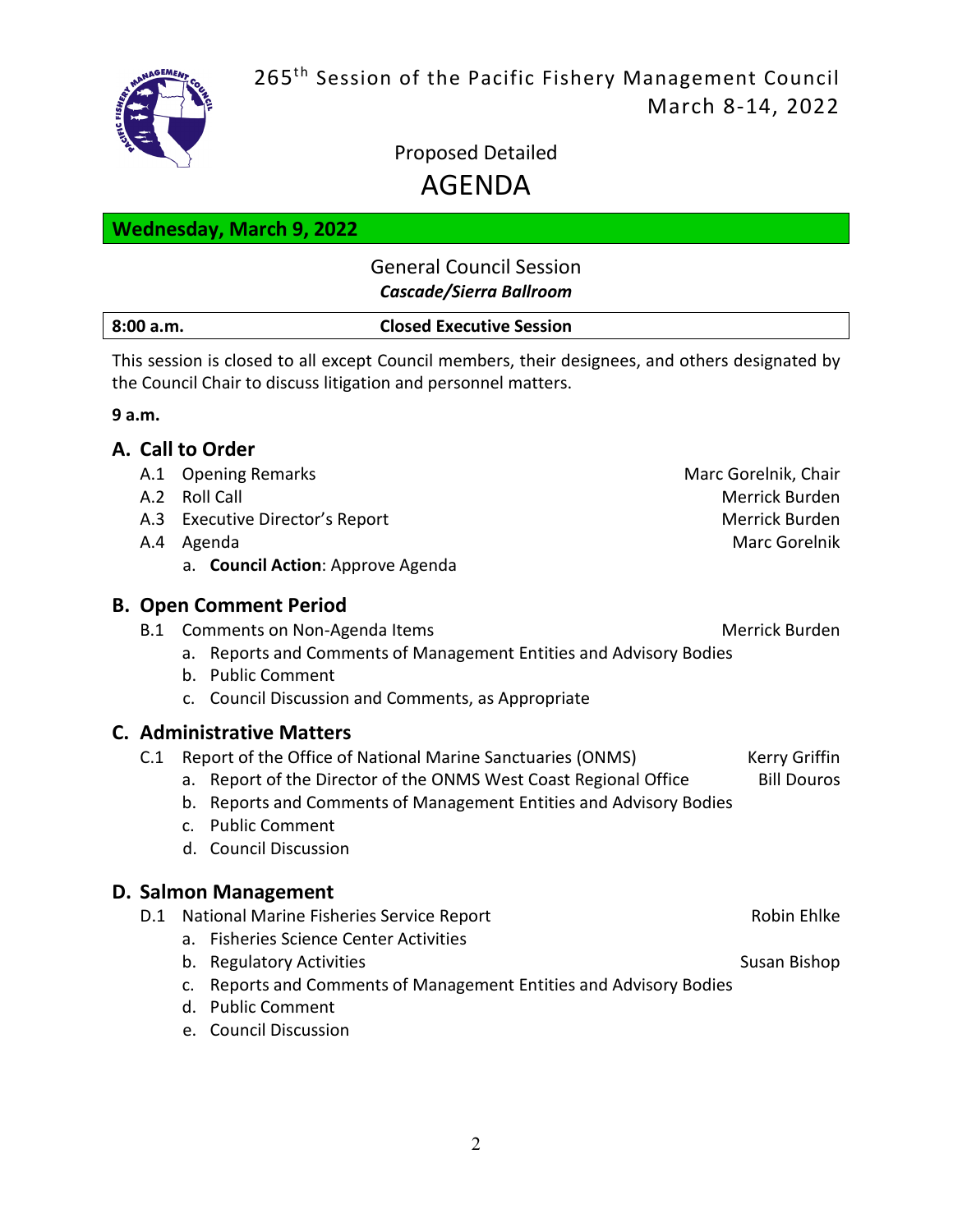265th Session of the Pacific Fishery Management Council
March 8-14, 2022

Proposed Detailed

# AGENDA

## Wednesday, March 9, 2022

### General Council Session
***Cascade/Sierra Ballroom***

| **8:00 a.m.** | **Closed Executive Session** |
|---|---|

This session is closed to all except Council members, their designees, and others designated by the Council Chair to discuss litigation and personnel matters.

**9 a.m.**

### A. Call to Order

- A.1 Opening Remarks — Marc Gorelnik, Chair
- A.2 Roll Call — Merrick Burden
- A.3 Executive Director's Report — Merrick Burden
- A.4 Agenda — Marc Gorelnik
  - a. **Council Action**: Approve Agenda

### B. Open Comment Period

- B.1 Comments on Non-Agenda Items — Merrick Burden
  - a. Reports and Comments of Management Entities and Advisory Bodies
  - b. Public Comment
  - c. Council Discussion and Comments, as Appropriate

### C. Administrative Matters

- C.1 Report of the Office of National Marine Sanctuaries (ONMS) — Kerry Griffin
  - a. Report of the Director of the ONMS West Coast Regional Office — Bill Douros
  - b. Reports and Comments of Management Entities and Advisory Bodies
  - c. Public Comment
  - d. Council Discussion

### D. Salmon Management

- D.1 National Marine Fisheries Service Report — Robin Ehlke
  - a. Fisheries Science Center Activities
  - b. Regulatory Activities — Susan Bishop
  - c. Reports and Comments of Management Entities and Advisory Bodies
  - d. Public Comment
  - e. Council Discussion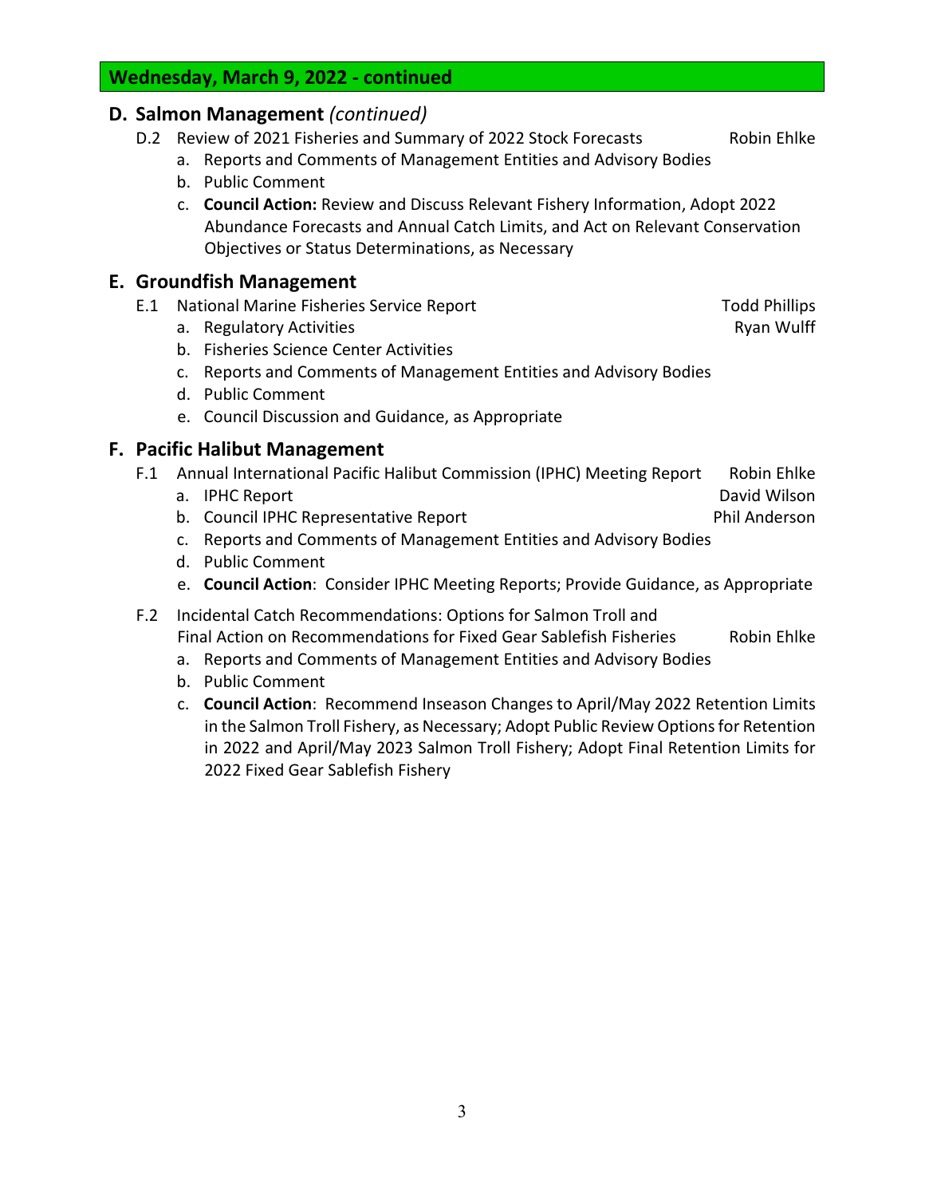## Wednesday, March 9, 2022 - continued

### D. Salmon Management *(continued)*

- D.2 Review of 2021 Fisheries and Summary of 2022 Stock Forecasts — Robin Ehlke
  - a. Reports and Comments of Management Entities and Advisory Bodies
  - b. Public Comment
  - c. **Council Action:** Review and Discuss Relevant Fishery Information, Adopt 2022 Abundance Forecasts and Annual Catch Limits, and Act on Relevant Conservation Objectives or Status Determinations, as Necessary

### E. Groundfish Management

- E.1 National Marine Fisheries Service Report — Todd Phillips
  - a. Regulatory Activities — Ryan Wulff
  - b. Fisheries Science Center Activities
  - c. Reports and Comments of Management Entities and Advisory Bodies
  - d. Public Comment
  - e. Council Discussion and Guidance, as Appropriate

### F. Pacific Halibut Management

- F.1 Annual International Pacific Halibut Commission (IPHC) Meeting Report — Robin Ehlke
  - a. IPHC Report — David Wilson
  - b. Council IPHC Representative Report — Phil Anderson
  - c. Reports and Comments of Management Entities and Advisory Bodies
  - d. Public Comment
  - e. **Council Action**: Consider IPHC Meeting Reports; Provide Guidance, as Appropriate
- F.2 Incidental Catch Recommendations: Options for Salmon Troll and Final Action on Recommendations for Fixed Gear Sablefish Fisheries — Robin Ehlke
  - a. Reports and Comments of Management Entities and Advisory Bodies
  - b. Public Comment
  - c. **Council Action**: Recommend Inseason Changes to April/May 2022 Retention Limits in the Salmon Troll Fishery, as Necessary; Adopt Public Review Options for Retention in 2022 and April/May 2023 Salmon Troll Fishery; Adopt Final Retention Limits for 2022 Fixed Gear Sablefish Fishery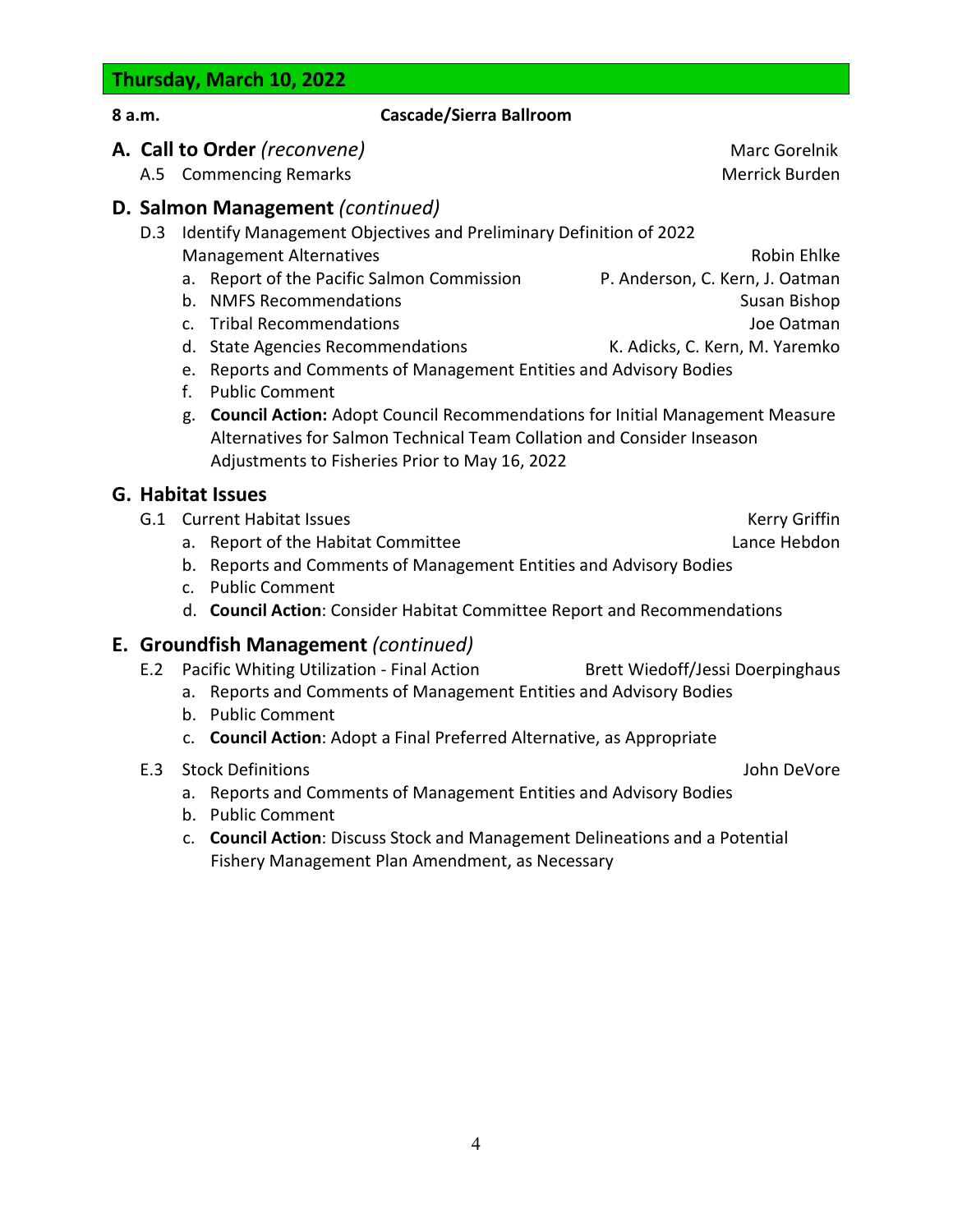## Thursday, March 10, 2022

**8 a.m.** **Cascade/Sierra Ballroom**

### A. Call to Order *(reconvene)* — Marc Gorelnik

A.5 Commencing Remarks — Merrick Burden

### D. Salmon Management *(continued)*

D.3 Identify Management Objectives and Preliminary Definition of 2022 Management Alternatives — Robin Ehlke

a. Report of the Pacific Salmon Commission — P. Anderson, C. Kern, J. Oatman
b. NMFS Recommendations — Susan Bishop
c. Tribal Recommendations — Joe Oatman
d. State Agencies Recommendations — K. Adicks, C. Kern, M. Yaremko
e. Reports and Comments of Management Entities and Advisory Bodies
f. Public Comment
g. **Council Action:** Adopt Council Recommendations for Initial Management Measure Alternatives for Salmon Technical Team Collation and Consider Inseason Adjustments to Fisheries Prior to May 16, 2022

### G. Habitat Issues

G.1 Current Habitat Issues — Kerry Griffin

a. Report of the Habitat Committee — Lance Hebdon
b. Reports and Comments of Management Entities and Advisory Bodies
c. Public Comment
d. **Council Action**: Consider Habitat Committee Report and Recommendations

### E. Groundfish Management *(continued)*

E.2 Pacific Whiting Utilization - Final Action — Brett Wiedoff/Jessi Doerpinghaus

a. Reports and Comments of Management Entities and Advisory Bodies
b. Public Comment
c. **Council Action**: Adopt a Final Preferred Alternative, as Appropriate

E.3 Stock Definitions — John DeVore

a. Reports and Comments of Management Entities and Advisory Bodies
b. Public Comment
c. **Council Action**: Discuss Stock and Management Delineations and a Potential Fishery Management Plan Amendment, as Necessary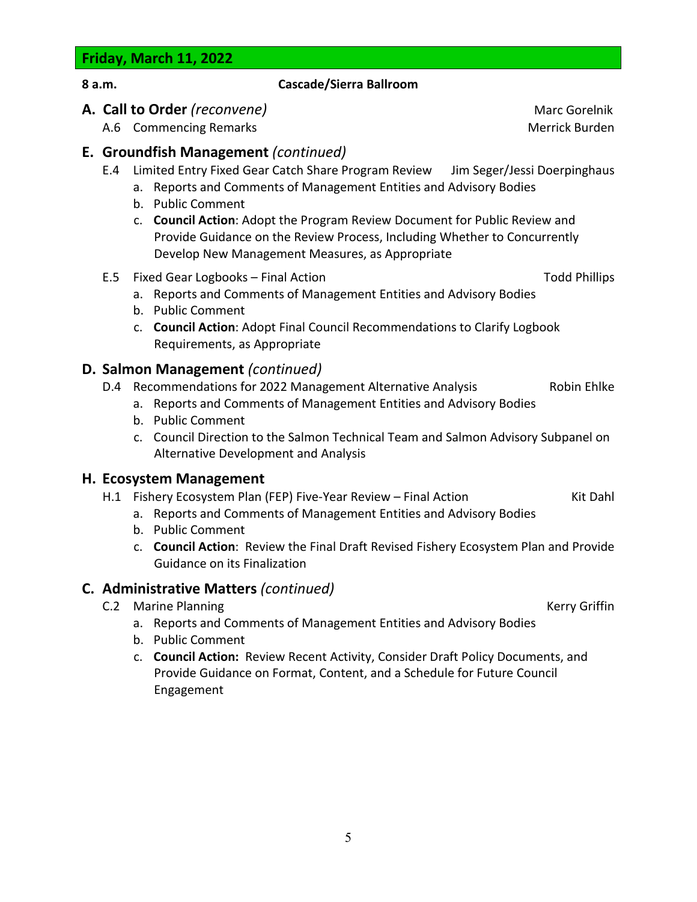## Friday, March 11, 2022

**8 a.m.** **Cascade/Sierra Ballroom**

### A. Call to Order *(reconvene)* — Marc Gorelnik

A.6 Commencing Remarks — Merrick Burden

### E. Groundfish Management *(continued)*

E.4 Limited Entry Fixed Gear Catch Share Program Review — Jim Seger/Jessi Doerpinghaus

a. Reports and Comments of Management Entities and Advisory Bodies
b. Public Comment
c. **Council Action**: Adopt the Program Review Document for Public Review and Provide Guidance on the Review Process, Including Whether to Concurrently Develop New Management Measures, as Appropriate

E.5 Fixed Gear Logbooks – Final Action — Todd Phillips

a. Reports and Comments of Management Entities and Advisory Bodies
b. Public Comment
c. **Council Action**: Adopt Final Council Recommendations to Clarify Logbook Requirements, as Appropriate

### D. Salmon Management *(continued)*

D.4 Recommendations for 2022 Management Alternative Analysis — Robin Ehlke

a. Reports and Comments of Management Entities and Advisory Bodies
b. Public Comment
c. Council Direction to the Salmon Technical Team and Salmon Advisory Subpanel on Alternative Development and Analysis

### H. Ecosystem Management

H.1 Fishery Ecosystem Plan (FEP) Five-Year Review – Final Action — Kit Dahl

a. Reports and Comments of Management Entities and Advisory Bodies
b. Public Comment
c. **Council Action**: Review the Final Draft Revised Fishery Ecosystem Plan and Provide Guidance on its Finalization

### C. Administrative Matters *(continued)*

C.2 Marine Planning — Kerry Griffin

a. Reports and Comments of Management Entities and Advisory Bodies
b. Public Comment
c. **Council Action:** Review Recent Activity, Consider Draft Policy Documents, and Provide Guidance on Format, Content, and a Schedule for Future Council Engagement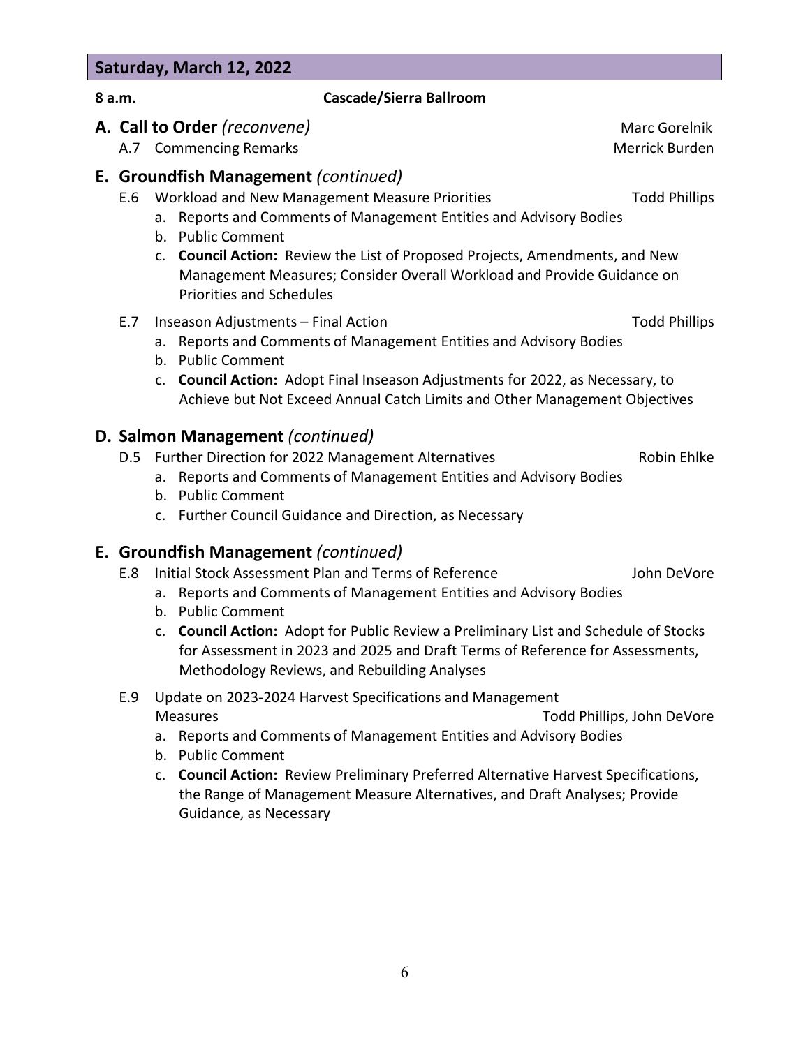## Saturday, March 12, 2022

**8 a.m.** **Cascade/Sierra Ballroom**

### A. Call to Order *(reconvene)* Marc Gorelnik

A.7 Commencing Remarks Merrick Burden

### E. Groundfish Management *(continued)*

E.6 Workload and New Management Measure Priorities Todd Phillips

a. Reports and Comments of Management Entities and Advisory Bodies
b. Public Comment
c. **Council Action:** Review the List of Proposed Projects, Amendments, and New Management Measures; Consider Overall Workload and Provide Guidance on Priorities and Schedules

E.7 Inseason Adjustments – Final Action Todd Phillips

a. Reports and Comments of Management Entities and Advisory Bodies
b. Public Comment
c. **Council Action:** Adopt Final Inseason Adjustments for 2022, as Necessary, to Achieve but Not Exceed Annual Catch Limits and Other Management Objectives

### D. Salmon Management *(continued)*

D.5 Further Direction for 2022 Management Alternatives Robin Ehlke

a. Reports and Comments of Management Entities and Advisory Bodies
b. Public Comment
c. Further Council Guidance and Direction, as Necessary

### E. Groundfish Management *(continued)*

E.8 Initial Stock Assessment Plan and Terms of Reference John DeVore

a. Reports and Comments of Management Entities and Advisory Bodies
b. Public Comment
c. **Council Action:** Adopt for Public Review a Preliminary List and Schedule of Stocks for Assessment in 2023 and 2025 and Draft Terms of Reference for Assessments, Methodology Reviews, and Rebuilding Analyses

E.9 Update on 2023-2024 Harvest Specifications and Management Measures Todd Phillips, John DeVore

a. Reports and Comments of Management Entities and Advisory Bodies
b. Public Comment
c. **Council Action:** Review Preliminary Preferred Alternative Harvest Specifications, the Range of Management Measure Alternatives, and Draft Analyses; Provide Guidance, as Necessary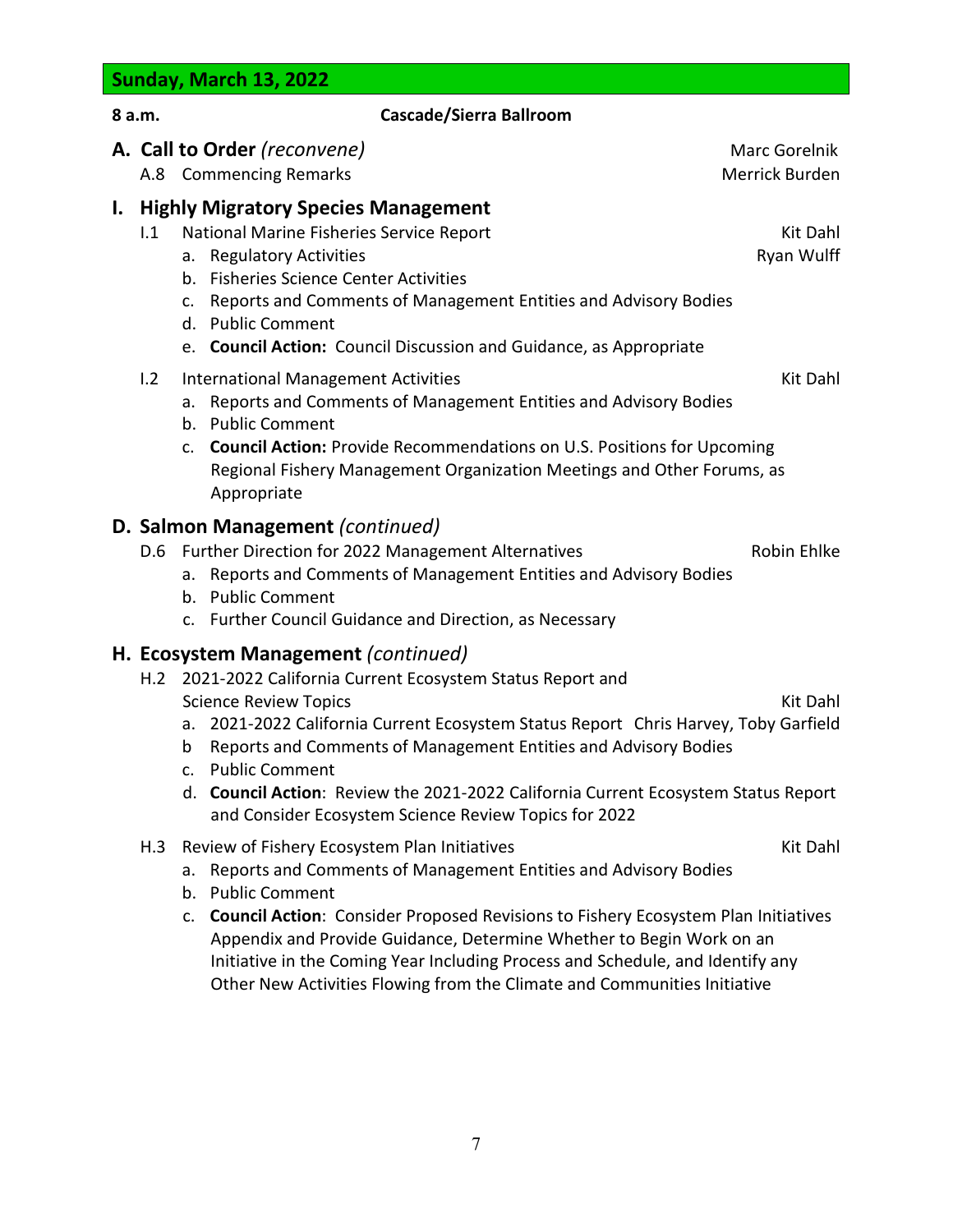## Sunday, March 13, 2022

**8 a.m.** **Cascade/Sierra Ballroom**

### A. Call to Order *(reconvene)* — Marc Gorelnik

A.8 Commencing Remarks — Merrick Burden

### I. Highly Migratory Species Management

I.1 National Marine Fisheries Service Report — Kit Dahl

a. Regulatory Activities — Ryan Wulff
b. Fisheries Science Center Activities
c. Reports and Comments of Management Entities and Advisory Bodies
d. Public Comment
e. **Council Action:** Council Discussion and Guidance, as Appropriate

I.2 International Management Activities — Kit Dahl

a. Reports and Comments of Management Entities and Advisory Bodies
b. Public Comment
c. **Council Action:** Provide Recommendations on U.S. Positions for Upcoming Regional Fishery Management Organization Meetings and Other Forums, as Appropriate

### D. Salmon Management *(continued)*

D.6 Further Direction for 2022 Management Alternatives — Robin Ehlke

a. Reports and Comments of Management Entities and Advisory Bodies
b. Public Comment
c. Further Council Guidance and Direction, as Necessary

### H. Ecosystem Management *(continued)*

H.2 2021-2022 California Current Ecosystem Status Report and Science Review Topics — Kit Dahl

a. 2021-2022 California Current Ecosystem Status Report — Chris Harvey, Toby Garfield
b Reports and Comments of Management Entities and Advisory Bodies
c. Public Comment
d. **Council Action**: Review the 2021-2022 California Current Ecosystem Status Report and Consider Ecosystem Science Review Topics for 2022

H.3 Review of Fishery Ecosystem Plan Initiatives — Kit Dahl

a. Reports and Comments of Management Entities and Advisory Bodies
b. Public Comment
c. **Council Action**: Consider Proposed Revisions to Fishery Ecosystem Plan Initiatives Appendix and Provide Guidance, Determine Whether to Begin Work on an Initiative in the Coming Year Including Process and Schedule, and Identify any Other New Activities Flowing from the Climate and Communities Initiative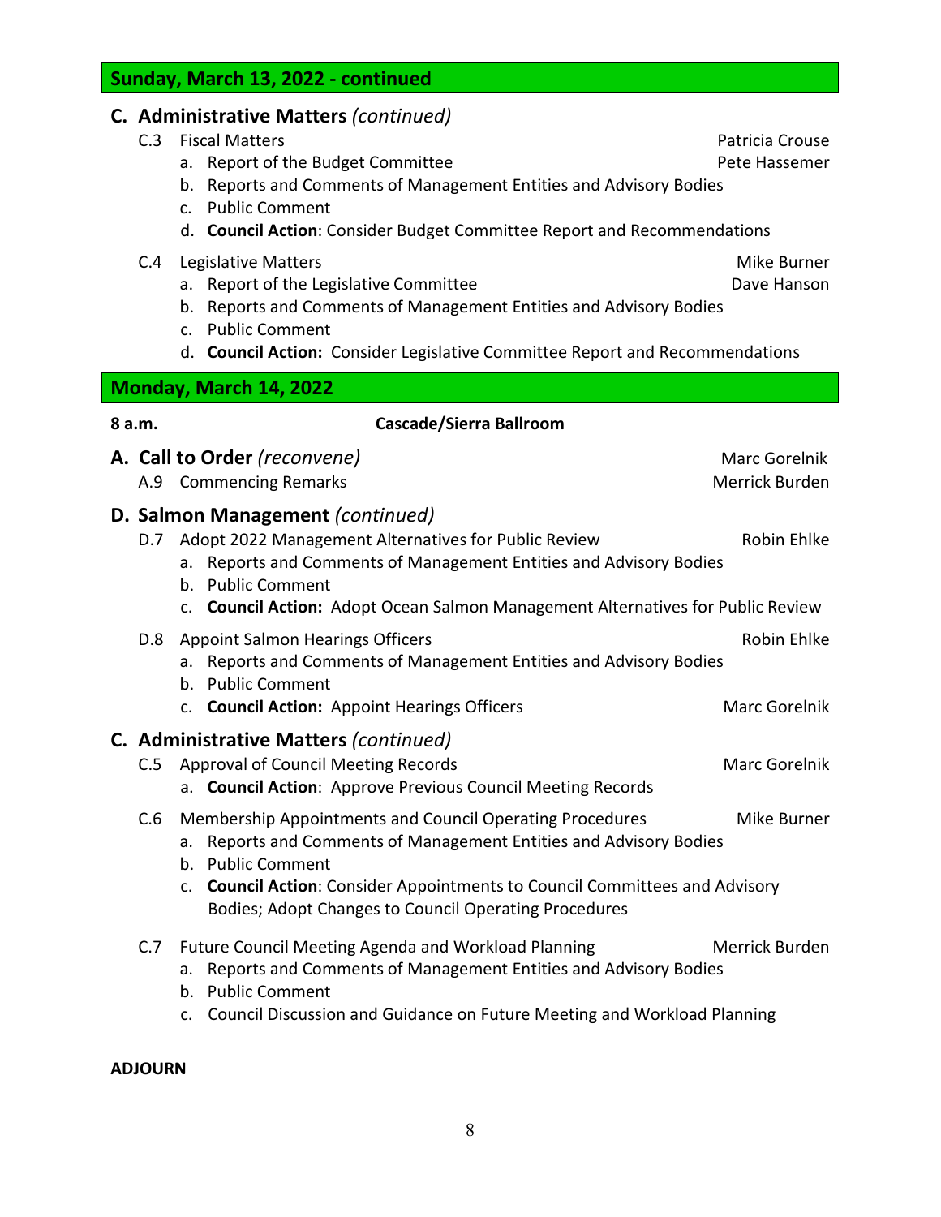## Sunday, March 13, 2022 - continued

### C. Administrative Matters *(continued)*

C.3 Fiscal Matters — Patricia Crouse

a. Report of the Budget Committee — Pete Hassemer
b. Reports and Comments of Management Entities and Advisory Bodies
c. Public Comment
d. **Council Action**: Consider Budget Committee Report and Recommendations

C.4 Legislative Matters — Mike Burner

a. Report of the Legislative Committee — Dave Hanson
b. Reports and Comments of Management Entities and Advisory Bodies
c. Public Comment
d. **Council Action:** Consider Legislative Committee Report and Recommendations

## Monday, March 14, 2022

**8 a.m.** **Cascade/Sierra Ballroom**

### A. Call to Order *(reconvene)* — Marc Gorelnik

A.9 Commencing Remarks — Merrick Burden

### D. Salmon Management *(continued)*

D.7 Adopt 2022 Management Alternatives for Public Review — Robin Ehlke

a. Reports and Comments of Management Entities and Advisory Bodies
b. Public Comment
c. **Council Action:** Adopt Ocean Salmon Management Alternatives for Public Review

D.8 Appoint Salmon Hearings Officers — Robin Ehlke

a. Reports and Comments of Management Entities and Advisory Bodies
b. Public Comment
c. **Council Action:** Appoint Hearings Officers — Marc Gorelnik

### C. Administrative Matters *(continued)*

C.5 Approval of Council Meeting Records — Marc Gorelnik

a. **Council Action**: Approve Previous Council Meeting Records

C.6 Membership Appointments and Council Operating Procedures — Mike Burner

a. Reports and Comments of Management Entities and Advisory Bodies
b. Public Comment
c. **Council Action**: Consider Appointments to Council Committees and Advisory Bodies; Adopt Changes to Council Operating Procedures

C.7 Future Council Meeting Agenda and Workload Planning — Merrick Burden

a. Reports and Comments of Management Entities and Advisory Bodies
b. Public Comment
c. Council Discussion and Guidance on Future Meeting and Workload Planning

**ADJOURN**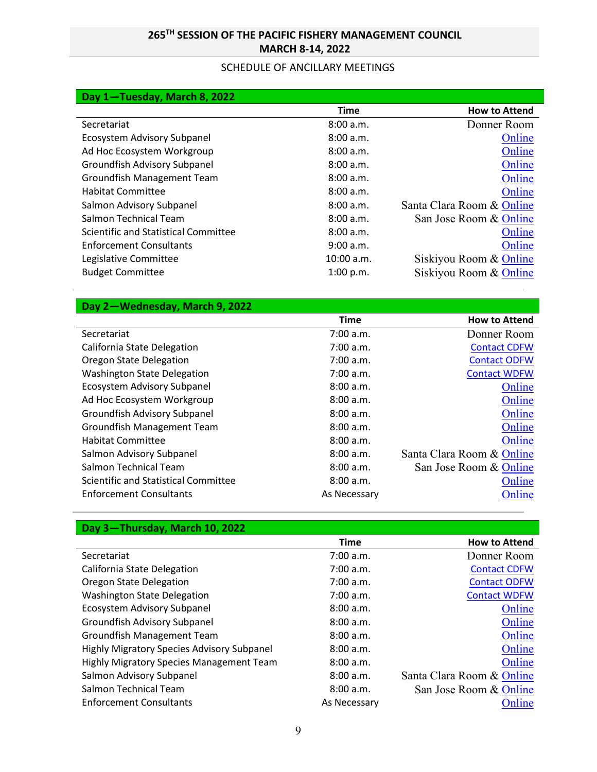# 265TH SESSION OF THE PACIFIC FISHERY MANAGEMENT COUNCIL
## MARCH 8-14, 2022

SCHEDULE OF ANCILLARY MEETINGS

| Day 1—Tuesday, March 8, 2022 | | |
|---|---|---|
| | **Time** | **How to Attend** |
| Secretariat | 8:00 a.m. | Donner Room |
| Ecosystem Advisory Subpanel | 8:00 a.m. | Online |
| Ad Hoc Ecosystem Workgroup | 8:00 a.m. | Online |
| Groundfish Advisory Subpanel | 8:00 a.m. | Online |
| Groundfish Management Team | 8:00 a.m. | Online |
| Habitat Committee | 8:00 a.m. | Online |
| Salmon Advisory Subpanel | 8:00 a.m. | Santa Clara Room & Online |
| Salmon Technical Team | 8:00 a.m. | San Jose Room & Online |
| Scientific and Statistical Committee | 8:00 a.m. | Online |
| Enforcement Consultants | 9:00 a.m. | Online |
| Legislative Committee | 10:00 a.m. | Siskiyou Room & Online |
| Budget Committee | 1:00 p.m. | Siskiyou Room & Online |

| Day 2—Wednesday, March 9, 2022 | | |
|---|---|---|
| | **Time** | **How to Attend** |
| Secretariat | 7:00 a.m. | Donner Room |
| California State Delegation | 7:00 a.m. | Contact CDFW |
| Oregon State Delegation | 7:00 a.m. | Contact ODFW |
| Washington State Delegation | 7:00 a.m. | Contact WDFW |
| Ecosystem Advisory Subpanel | 8:00 a.m. | Online |
| Ad Hoc Ecosystem Workgroup | 8:00 a.m. | Online |
| Groundfish Advisory Subpanel | 8:00 a.m. | Online |
| Groundfish Management Team | 8:00 a.m. | Online |
| Habitat Committee | 8:00 a.m. | Online |
| Salmon Advisory Subpanel | 8:00 a.m. | Santa Clara Room & Online |
| Salmon Technical Team | 8:00 a.m. | San Jose Room & Online |
| Scientific and Statistical Committee | 8:00 a.m. | Online |
| Enforcement Consultants | As Necessary | Online |

| Day 3—Thursday, March 10, 2022 | | |
|---|---|---|
| | **Time** | **How to Attend** |
| Secretariat | 7:00 a.m. | Donner Room |
| California State Delegation | 7:00 a.m. | Contact CDFW |
| Oregon State Delegation | 7:00 a.m. | Contact ODFW |
| Washington State Delegation | 7:00 a.m. | Contact WDFW |
| Ecosystem Advisory Subpanel | 8:00 a.m. | Online |
| Groundfish Advisory Subpanel | 8:00 a.m. | Online |
| Groundfish Management Team | 8:00 a.m. | Online |
| Highly Migratory Species Advisory Subpanel | 8:00 a.m. | Online |
| Highly Migratory Species Management Team | 8:00 a.m. | Online |
| Salmon Advisory Subpanel | 8:00 a.m. | Santa Clara Room & Online |
| Salmon Technical Team | 8:00 a.m. | San Jose Room & Online |
| Enforcement Consultants | As Necessary | Online |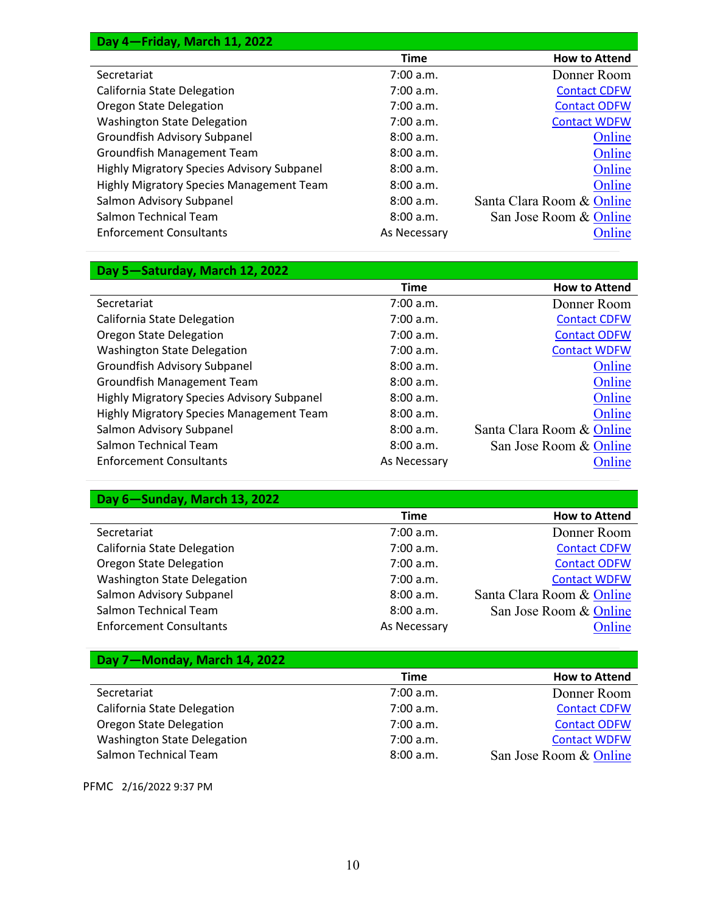| Day 4—Friday, March 11, 2022 | | |
|---|---|---|
| | **Time** | **How to Attend** |
| Secretariat | 7:00 a.m. | Donner Room |
| California State Delegation | 7:00 a.m. | Contact CDFW |
| Oregon State Delegation | 7:00 a.m. | Contact ODFW |
| Washington State Delegation | 7:00 a.m. | Contact WDFW |
| Groundfish Advisory Subpanel | 8:00 a.m. | Online |
| Groundfish Management Team | 8:00 a.m. | Online |
| Highly Migratory Species Advisory Subpanel | 8:00 a.m. | Online |
| Highly Migratory Species Management Team | 8:00 a.m. | Online |
| Salmon Advisory Subpanel | 8:00 a.m. | Santa Clara Room & Online |
| Salmon Technical Team | 8:00 a.m. | San Jose Room & Online |
| Enforcement Consultants | As Necessary | Online |

| Day 5—Saturday, March 12, 2022 | | |
|---|---|---|
| | **Time** | **How to Attend** |
| Secretariat | 7:00 a.m. | Donner Room |
| California State Delegation | 7:00 a.m. | Contact CDFW |
| Oregon State Delegation | 7:00 a.m. | Contact ODFW |
| Washington State Delegation | 7:00 a.m. | Contact WDFW |
| Groundfish Advisory Subpanel | 8:00 a.m. | Online |
| Groundfish Management Team | 8:00 a.m. | Online |
| Highly Migratory Species Advisory Subpanel | 8:00 a.m. | Online |
| Highly Migratory Species Management Team | 8:00 a.m. | Online |
| Salmon Advisory Subpanel | 8:00 a.m. | Santa Clara Room & Online |
| Salmon Technical Team | 8:00 a.m. | San Jose Room & Online |
| Enforcement Consultants | As Necessary | Online |

| Day 6—Sunday, March 13, 2022 | | |
|---|---|---|
| | **Time** | **How to Attend** |
| Secretariat | 7:00 a.m. | Donner Room |
| California State Delegation | 7:00 a.m. | Contact CDFW |
| Oregon State Delegation | 7:00 a.m. | Contact ODFW |
| Washington State Delegation | 7:00 a.m. | Contact WDFW |
| Salmon Advisory Subpanel | 8:00 a.m. | Santa Clara Room & Online |
| Salmon Technical Team | 8:00 a.m. | San Jose Room & Online |
| Enforcement Consultants | As Necessary | Online |

| Day 7—Monday, March 14, 2022 | | |
|---|---|---|
| | **Time** | **How to Attend** |
| Secretariat | 7:00 a.m. | Donner Room |
| California State Delegation | 7:00 a.m. | Contact CDFW |
| Oregon State Delegation | 7:00 a.m. | Contact ODFW |
| Washington State Delegation | 7:00 a.m. | Contact WDFW |
| Salmon Technical Team | 8:00 a.m. | San Jose Room & Online |

PFMC 2/16/2022 9:37 PM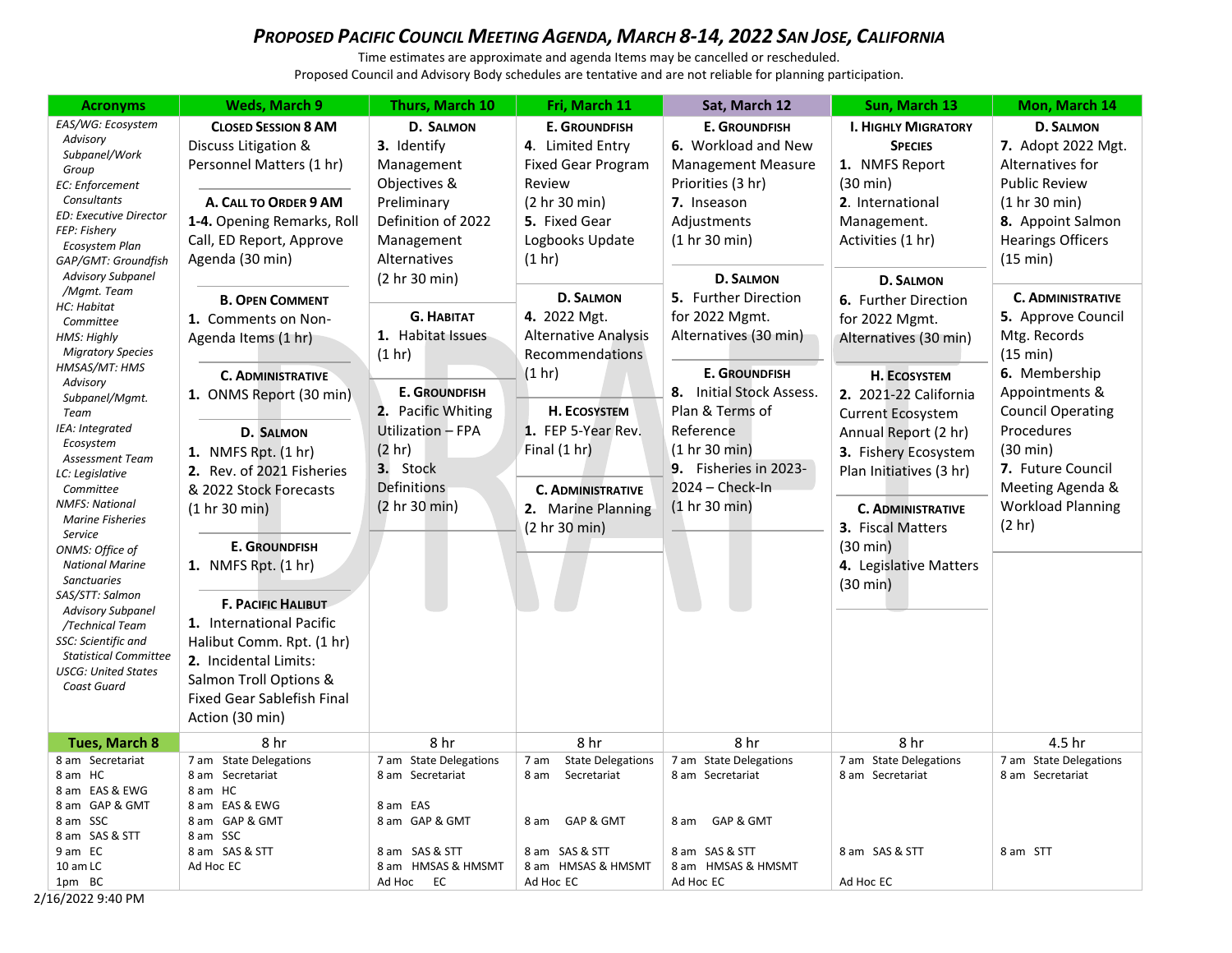# *PROPOSED PACIFIC COUNCIL MEETING AGENDA, MARCH 8-14, 2022 SAN JOSE, CALIFORNIA*

Time estimates are approximate and agenda Items may be cancelled or rescheduled.
Proposed Council and Advisory Body schedules are tentative and are not reliable for planning participation.

| Acronyms | Weds, March 9 | Thurs, March 10 | Fri, March 11 | Sat, March 12 | Sun, March 13 | Mon, March 14 |
|---|---|---|---|---|---|---|
| *EAS/WG: Ecosystem Advisory Subpanel/Work Group*<br>*EC: Enforcement Consultants*<br>*ED: Executive Director*<br>*FEP: Fishery Ecosystem Plan*<br>*GAP/GMT: Groundfish Advisory Subpanel /Mgmt. Team*<br>*HC: Habitat Committee*<br>*HMS: Highly Migratory Species*<br>*HMSAS/MT: HMS Advisory Subpanel/Mgmt. Team*<br>*IEA: Integrated Ecosystem Assessment Team*<br>*LC: Legislative Committee*<br>*NMFS: National Marine Fisheries Service*<br>*ONMS: Office of National Marine Sanctuaries*<br>*SAS/STT: Salmon Advisory Subpanel /Technical Team*<br>*SSC: Scientific and Statistical Committee*<br>*USCG: United States Coast Guard* | **CLOSED SESSION 8 AM**<br>Discuss Litigation & Personnel Matters (1 hr)<br><br>**A. CALL TO ORDER 9 AM**<br>**1-4.** Opening Remarks, Roll Call, ED Report, Approve Agenda (30 min)<br><br>**B. OPEN COMMENT**<br>**1.** Comments on Non-Agenda Items (1 hr)<br><br>**C. ADMINISTRATIVE**<br>**1.** ONMS Report (30 min)<br><br>**D. SALMON**<br>**1.** NMFS Rpt. (1 hr)<br>**2.** Rev. of 2021 Fisheries & 2022 Stock Forecasts (1 hr 30 min)<br><br>**E. GROUNDFISH**<br>**1.** NMFS Rpt. (1 hr)<br><br>**F. PACIFIC HALIBUT**<br>**1.** International Pacific Halibut Comm. Rpt. (1 hr)<br>**2.** Incidental Limits: Salmon Troll Options & Fixed Gear Sablefish Final Action (30 min) | **D. SALMON**<br>**3.** Identify Management Objectives & Preliminary Definition of 2022 Management Alternatives (2 hr 30 min)<br><br>**G. HABITAT**<br>**1.** Habitat Issues (1 hr)<br><br>**E. GROUNDFISH**<br>**2.** Pacific Whiting Utilization – FPA (2 hr)<br>**3.** Stock Definitions (2 hr 30 min) | **E. GROUNDFISH**<br>**4**. Limited Entry Fixed Gear Program Review (2 hr 30 min)<br>**5.** Fixed Gear Logbooks Update (1 hr)<br><br>**D. SALMON**<br>**4.** 2022 Mgt. Alternative Analysis Recommendations (1 hr)<br><br>**H. ECOSYSTEM**<br>**1.** FEP 5-Year Rev. Final (1 hr)<br><br>**C. ADMINISTRATIVE**<br>**2.** Marine Planning (2 hr 30 min) | **E. GROUNDFISH**<br>**6.** Workload and New Management Measure Priorities (3 hr)<br>**7.** Inseason Adjustments (1 hr 30 min)<br><br>**D. SALMON**<br>**5.** Further Direction for 2022 Mgmt. Alternatives (30 min)<br><br>**E. GROUNDFISH**<br>**8.** Initial Stock Assess. Plan & Terms of Reference (1 hr 30 min)<br>**9.** Fisheries in 2023-2024 – Check-In (1 hr 30 min) | **I. HIGHLY MIGRATORY SPECIES**<br>**1.** NMFS Report (30 min)<br>**2.** International Management. Activities (1 hr)<br><br>**D. SALMON**<br>**6.** Further Direction for 2022 Mgmt. Alternatives (30 min)<br><br>**H. ECOSYSTEM**<br>**2.** 2021-22 California Current Ecosystem Annual Report (2 hr)<br>**3.** Fishery Ecosystem Plan Initiatives (3 hr)<br><br>**C. ADMINISTRATIVE**<br>**3.** Fiscal Matters (30 min)<br>**4.** Legislative Matters (30 min) | **D. SALMON**<br>**7.** Adopt 2022 Mgt. Alternatives for Public Review (1 hr 30 min)<br>**8.** Appoint Salmon Hearings Officers (15 min)<br><br>**C. ADMINISTRATIVE**<br>**5.** Approve Council Mtg. Records (15 min)<br>**6.** Membership Appointments & Council Operating Procedures (30 min)<br>**7.** Future Council Meeting Agenda & Workload Planning (2 hr) |
| **Tues, March 8** | 8 hr | 8 hr | 8 hr | 8 hr | 8 hr | 4.5 hr |
| 8 am Secretariat<br>8 am HC<br>8 am EAS & EWG<br>8 am GAP & GMT<br>8 am SSC<br>8 am SAS & STT<br>9 am EC<br>10 am LC<br>1pm BC | 7 am State Delegations<br>8 am Secretariat<br>8 am HC<br>8 am EAS & EWG<br>8 am GAP & GMT<br>8 am SSC<br>8 am SAS & STT<br>Ad Hoc EC | 7 am State Delegations<br>8 am Secretariat<br>8 am EAS<br>8 am GAP & GMT<br>8 am SAS & STT<br>8 am HMSAS & HMSMT<br>Ad Hoc EC | 7 am State Delegations<br>8 am Secretariat<br>8 am GAP & GMT<br>8 am SAS & STT<br>8 am HMSAS & HMSMT<br>Ad Hoc EC | 7 am State Delegations<br>8 am Secretariat<br>8 am GAP & GMT<br>8 am SAS & STT<br>8 am HMSAS & HMSMT<br>Ad Hoc EC | 7 am State Delegations<br>8 am Secretariat<br>8 am SAS & STT<br>Ad Hoc EC | 7 am State Delegations<br>8 am Secretariat<br>8 am STT |

2/16/2022 9:40 PM